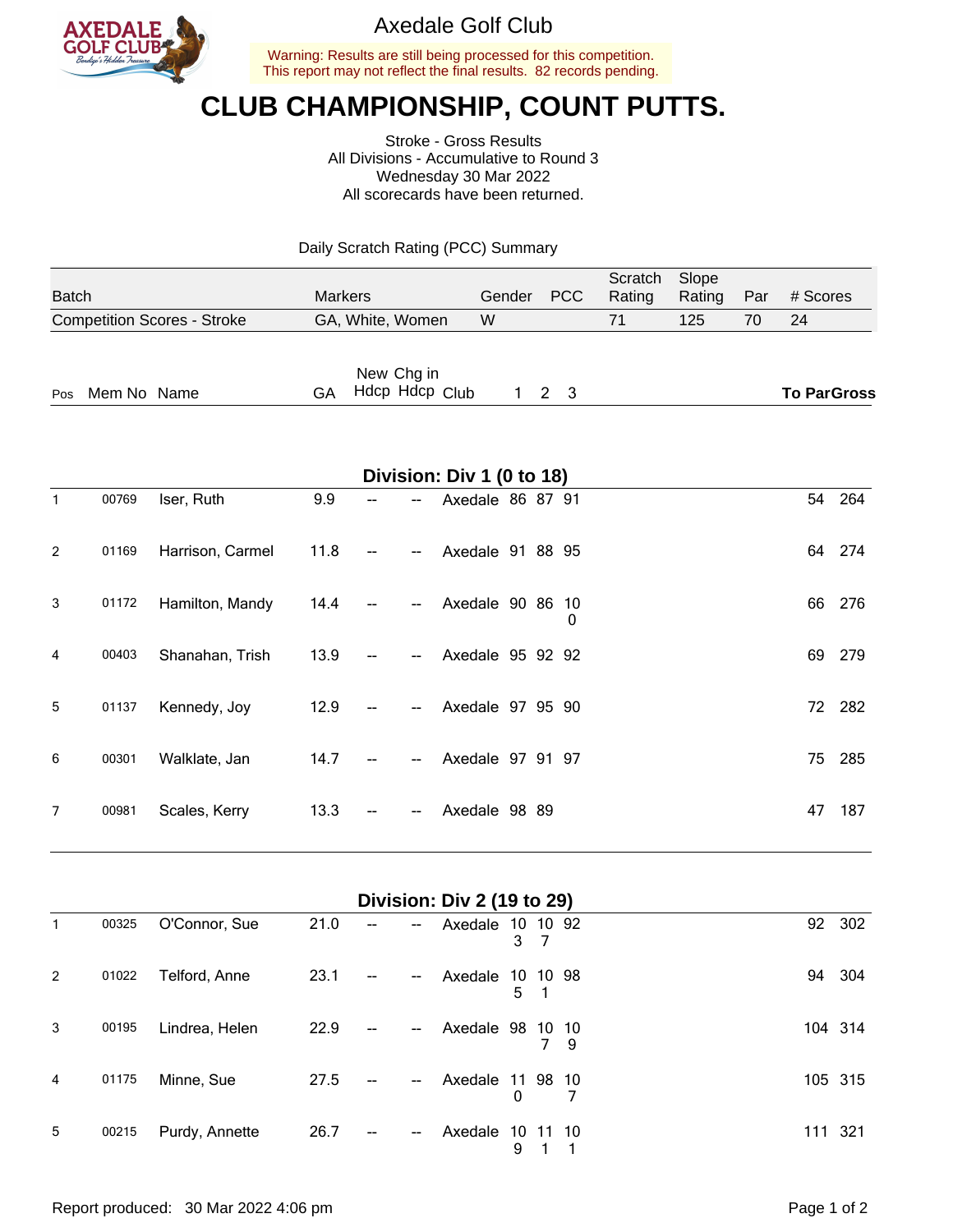Axedale Golf Club

Warning: Results are still being processed for this competition.
This report may not reflect the final results. 82 records pending.

# CLUB CHAMPIONSHIP, COUNT PUTTS.

Stroke - Gross Results
All Divisions - Accumulative to Round 3
Wednesday 30 Mar 2022
All scorecards have been returned.

Daily Scratch Rating (PCC) Summary

| Batch | Markers | Gender | PCC | Scratch Rating | Slope Rating | Par | # Scores |
|---|---|---|---|---|---|---|---|
| Competition Scores - Stroke | GA, White, Women | W | | 71 | 125 | 70 | 24 |

## Division: Div 1 (0 to 18)

| Pos | Mem No | Name | GA | New Hdcp | Chg in Hdcp | Club | 1 | 2 | 3 | To Par | Gross |
|---|---|---|---|---|---|---|---|---|---|---|---|
| 1 | 00769 | Iser, Ruth | 9.9 | -- | -- | Axedale | 86 | 87 | 91 | 54 | 264 |
| 2 | 01169 | Harrison, Carmel | 11.8 | -- | -- | Axedale | 91 | 88 | 95 | 64 | 274 |
| 3 | 01172 | Hamilton, Mandy | 14.4 | -- | -- | Axedale | 90 | 86 | 100 | 66 | 276 |
| 4 | 00403 | Shanahan, Trish | 13.9 | -- | -- | Axedale | 95 | 92 | 92 | 69 | 279 |
| 5 | 01137 | Kennedy, Joy | 12.9 | -- | -- | Axedale | 97 | 95 | 90 | 72 | 282 |
| 6 | 00301 | Walklate, Jan | 14.7 | -- | -- | Axedale | 97 | 91 | 97 | 75 | 285 |
| 7 | 00981 | Scales, Kerry | 13.3 | -- | -- | Axedale | 98 | 89 | | 47 | 187 |

## Division: Div 2 (19 to 29)

| Pos | Mem No | Name | GA | New Hdcp | Chg in Hdcp | Club | 1 | 2 | 3 | To Par | Gross |
|---|---|---|---|---|---|---|---|---|---|---|---|
| 1 | 00325 | O'Connor, Sue | 21.0 | -- | -- | Axedale | 103 | 107 | 92 | 92 | 302 |
| 2 | 01022 | Telford, Anne | 23.1 | -- | -- | Axedale | 105 | 101 | 98 | 94 | 304 |
| 3 | 00195 | Lindrea, Helen | 22.9 | -- | -- | Axedale | 98 | 107 | 109 | 104 | 314 |
| 4 | 01175 | Minne, Sue | 27.5 | -- | -- | Axedale | 110 | 98 | 107 | 105 | 315 |
| 5 | 00215 | Purdy, Annette | 26.7 | -- | -- | Axedale | 109 | 111 | 101 | 111 | 321 |

Report produced: 30 Mar 2022 4:06 pm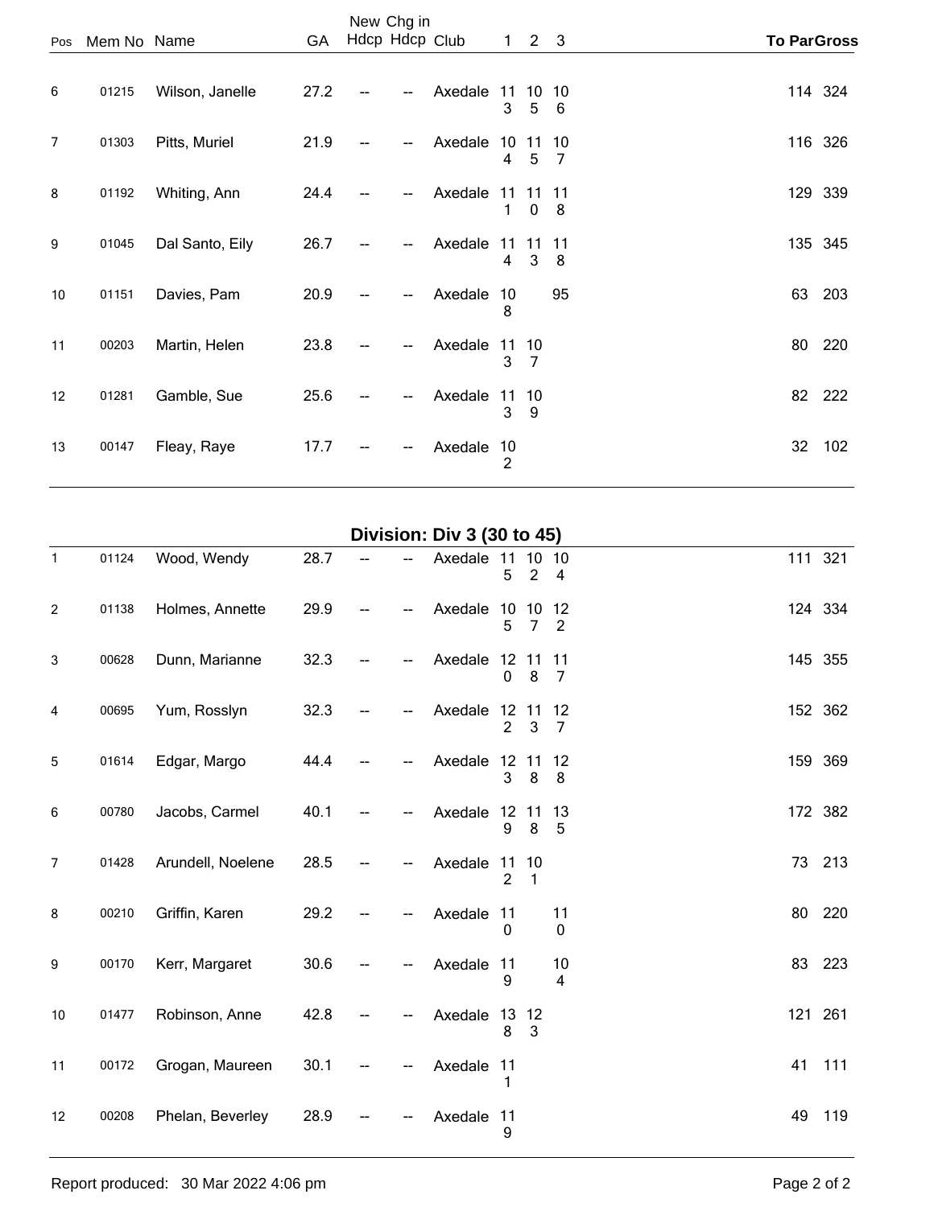| Pos | Mem No | Name | GA | New Hdcp | Chg in Hdcp | Club | 1 | 2 | 3 | To Par | Gross |
|---|---|---|---|---|---|---|---|---|---|---|---|
| 6 | 01215 | Wilson, Janelle | 27.2 | -- | -- | Axedale | 113 | 105 | 106 | 114 | 324 |
| 7 | 01303 | Pitts, Muriel | 21.9 | -- | -- | Axedale | 104 | 115 | 107 | 116 | 326 |
| 8 | 01192 | Whiting, Ann | 24.4 | -- | -- | Axedale | 111 | 110 | 118 | 129 | 339 |
| 9 | 01045 | Dal Santo, Eily | 26.7 | -- | -- | Axedale | 114 | 113 | 118 | 135 | 345 |
| 10 | 01151 | Davies, Pam | 20.9 | -- | -- | Axedale | 108 | | 95 | 63 | 203 |
| 11 | 00203 | Martin, Helen | 23.8 | -- | -- | Axedale | 113 | 107 | | 80 | 220 |
| 12 | 01281 | Gamble, Sue | 25.6 | -- | -- | Axedale | 113 | 109 | | 82 | 222 |
| 13 | 00147 | Fleay, Raye | 17.7 | -- | -- | Axedale | 102 | | | 32 | 102 |

## Division: Div 3 (30 to 45)

| Pos | Mem No | Name | GA | New Hdcp | Chg in Hdcp | Club | 1 | 2 | 3 | To Par | Gross |
|---|---|---|---|---|---|---|---|---|---|---|---|
| 1 | 01124 | Wood, Wendy | 28.7 | -- | -- | Axedale | 115 | 102 | 104 | 111 | 321 |
| 2 | 01138 | Holmes, Annette | 29.9 | -- | -- | Axedale | 105 | 107 | 122 | 124 | 334 |
| 3 | 00628 | Dunn, Marianne | 32.3 | -- | -- | Axedale | 120 | 118 | 117 | 145 | 355 |
| 4 | 00695 | Yum, Rosslyn | 32.3 | -- | -- | Axedale | 122 | 113 | 127 | 152 | 362 |
| 5 | 01614 | Edgar, Margo | 44.4 | -- | -- | Axedale | 123 | 118 | 128 | 159 | 369 |
| 6 | 00780 | Jacobs, Carmel | 40.1 | -- | -- | Axedale | 129 | 118 | 135 | 172 | 382 |
| 7 | 01428 | Arundell, Noelene | 28.5 | -- | -- | Axedale | 112 | 101 | | 73 | 213 |
| 8 | 00210 | Griffin, Karen | 29.2 | -- | -- | Axedale | 110 | | 110 | 80 | 220 |
| 9 | 00170 | Kerr, Margaret | 30.6 | -- | -- | Axedale | 119 | | 104 | 83 | 223 |
| 10 | 01477 | Robinson, Anne | 42.8 | -- | -- | Axedale | 138 | 123 | | 121 | 261 |
| 11 | 00172 | Grogan, Maureen | 30.1 | -- | -- | Axedale | 111 | | | 41 | 111 |
| 12 | 00208 | Phelan, Beverley | 28.9 | -- | -- | Axedale | 119 | | | 49 | 119 |

Report produced: 30 Mar 2022 4:06 pm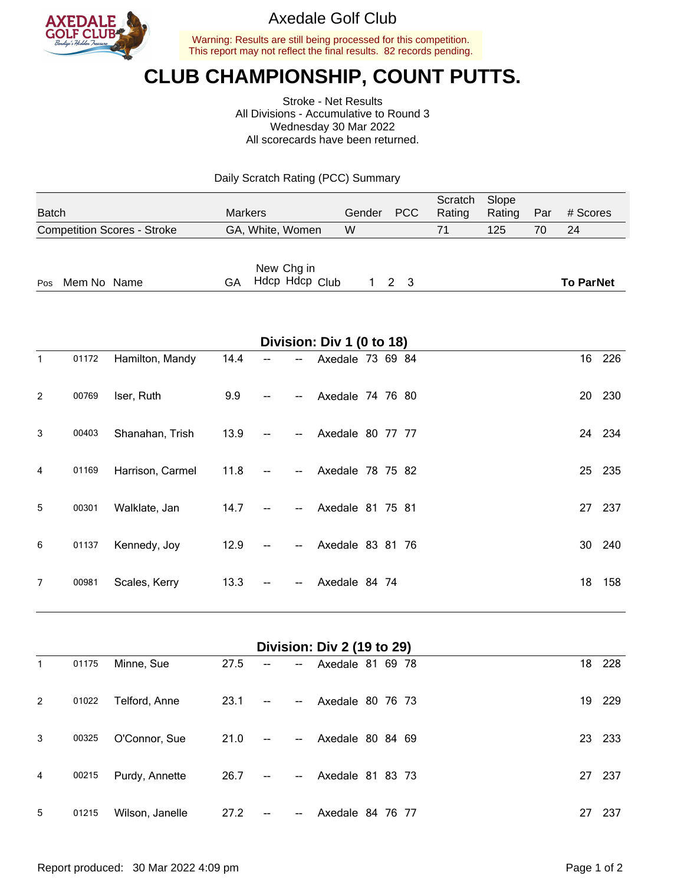Axedale Golf Club

Warning: Results are still being processed for this competition.
This report may not reflect the final results. 82 records pending.

# CLUB CHAMPIONSHIP, COUNT PUTTS.

Stroke - Net Results
All Divisions - Accumulative to Round 3
Wednesday 30 Mar 2022
All scorecards have been returned.

Daily Scratch Rating (PCC) Summary

| Batch | Markers | Gender | PCC | Scratch Rating | Slope Rating | Par | # Scores |
|---|---|---|---|---|---|---|---|
| Competition Scores - Stroke | GA, White, Women | W | | 71 | 125 | 70 | 24 |

## Division: Div 1 (0 to 18)

| Pos | Mem No | Name | GA | New Hdcp | Chg in Hdcp | Club | 1 | 2 | 3 | To Par | Net |
|---|---|---|---|---|---|---|---|---|---|---|---|
| 1 | 01172 | Hamilton, Mandy | 14.4 | -- | -- | Axedale | 73 | 69 | 84 | 16 | 226 |
| 2 | 00769 | Iser, Ruth | 9.9 | -- | -- | Axedale | 74 | 76 | 80 | 20 | 230 |
| 3 | 00403 | Shanahan, Trish | 13.9 | -- | -- | Axedale | 80 | 77 | 77 | 24 | 234 |
| 4 | 01169 | Harrison, Carmel | 11.8 | -- | -- | Axedale | 78 | 75 | 82 | 25 | 235 |
| 5 | 00301 | Walklate, Jan | 14.7 | -- | -- | Axedale | 81 | 75 | 81 | 27 | 237 |
| 6 | 01137 | Kennedy, Joy | 12.9 | -- | -- | Axedale | 83 | 81 | 76 | 30 | 240 |
| 7 | 00981 | Scales, Kerry | 13.3 | -- | -- | Axedale | 84 | 74 | | 18 | 158 |

## Division: Div 2 (19 to 29)

| Pos | Mem No | Name | GA | New Hdcp | Chg in Hdcp | Club | 1 | 2 | 3 | To Par | Net |
|---|---|---|---|---|---|---|---|---|---|---|---|
| 1 | 01175 | Minne, Sue | 27.5 | -- | -- | Axedale | 81 | 69 | 78 | 18 | 228 |
| 2 | 01022 | Telford, Anne | 23.1 | -- | -- | Axedale | 80 | 76 | 73 | 19 | 229 |
| 3 | 00325 | O'Connor, Sue | 21.0 | -- | -- | Axedale | 80 | 84 | 69 | 23 | 233 |
| 4 | 00215 | Purdy, Annette | 26.7 | -- | -- | Axedale | 81 | 83 | 73 | 27 | 237 |
| 5 | 01215 | Wilson, Janelle | 27.2 | -- | -- | Axedale | 84 | 76 | 77 | 27 | 237 |

Report produced: 30 Mar 2022 4:09 pm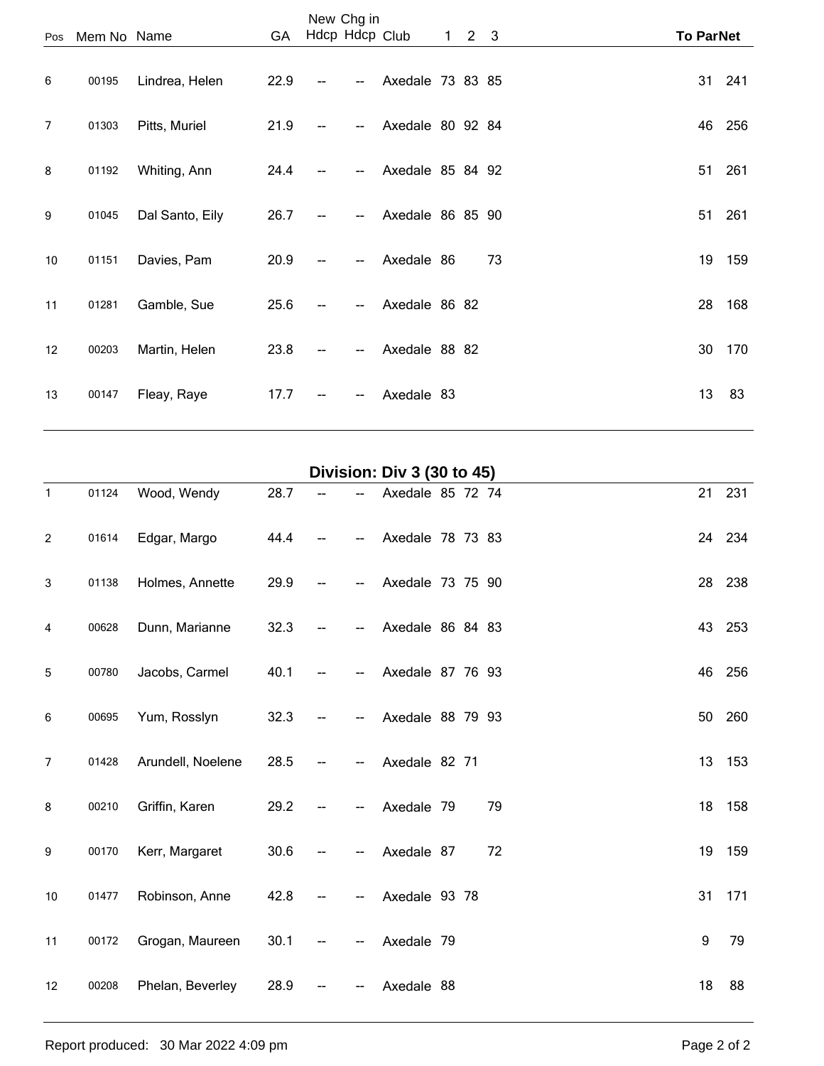| Pos | Mem No | Name | GA | New Hdcp | Chg in Hdcp | Club | 1 | 2 | 3 | To Par | Net |
|---|---|---|---|---|---|---|---|---|---|---|---|
| 6 | 00195 | Lindrea, Helen | 22.9 | -- | -- | Axedale | 73 | 83 | 85 | 31 | 241 |
| 7 | 01303 | Pitts, Muriel | 21.9 | -- | -- | Axedale | 80 | 92 | 84 | 46 | 256 |
| 8 | 01192 | Whiting, Ann | 24.4 | -- | -- | Axedale | 85 | 84 | 92 | 51 | 261 |
| 9 | 01045 | Dal Santo, Eily | 26.7 | -- | -- | Axedale | 86 | 85 | 90 | 51 | 261 |
| 10 | 01151 | Davies, Pam | 20.9 | -- | -- | Axedale | 86 | | 73 | 19 | 159 |
| 11 | 01281 | Gamble, Sue | 25.6 | -- | -- | Axedale | 86 | 82 | | 28 | 168 |
| 12 | 00203 | Martin, Helen | 23.8 | -- | -- | Axedale | 88 | 82 | | 30 | 170 |
| 13 | 00147 | Fleay, Raye | 17.7 | -- | -- | Axedale | 83 | | | 13 | 83 |

## Division: Div 3 (30 to 45)

| Pos | Mem No | Name | GA | New Hdcp | Chg in Hdcp | Club | 1 | 2 | 3 | To Par | Net |
|---|---|---|---|---|---|---|---|---|---|---|---|
| 1 | 01124 | Wood, Wendy | 28.7 | -- | -- | Axedale | 85 | 72 | 74 | 21 | 231 |
| 2 | 01614 | Edgar, Margo | 44.4 | -- | -- | Axedale | 78 | 73 | 83 | 24 | 234 |
| 3 | 01138 | Holmes, Annette | 29.9 | -- | -- | Axedale | 73 | 75 | 90 | 28 | 238 |
| 4 | 00628 | Dunn, Marianne | 32.3 | -- | -- | Axedale | 86 | 84 | 83 | 43 | 253 |
| 5 | 00780 | Jacobs, Carmel | 40.1 | -- | -- | Axedale | 87 | 76 | 93 | 46 | 256 |
| 6 | 00695 | Yum, Rosslyn | 32.3 | -- | -- | Axedale | 88 | 79 | 93 | 50 | 260 |
| 7 | 01428 | Arundell, Noelene | 28.5 | -- | -- | Axedale | 82 | 71 | | 13 | 153 |
| 8 | 00210 | Griffin, Karen | 29.2 | -- | -- | Axedale | 79 | | 79 | 18 | 158 |
| 9 | 00170 | Kerr, Margaret | 30.6 | -- | -- | Axedale | 87 | | 72 | 19 | 159 |
| 10 | 01477 | Robinson, Anne | 42.8 | -- | -- | Axedale | 93 | 78 | | 31 | 171 |
| 11 | 00172 | Grogan, Maureen | 30.1 | -- | -- | Axedale | 79 | | | 9 | 79 |
| 12 | 00208 | Phelan, Beverley | 28.9 | -- | -- | Axedale | 88 | | | 18 | 88 |

Report produced: 30 Mar 2022 4:09 pm